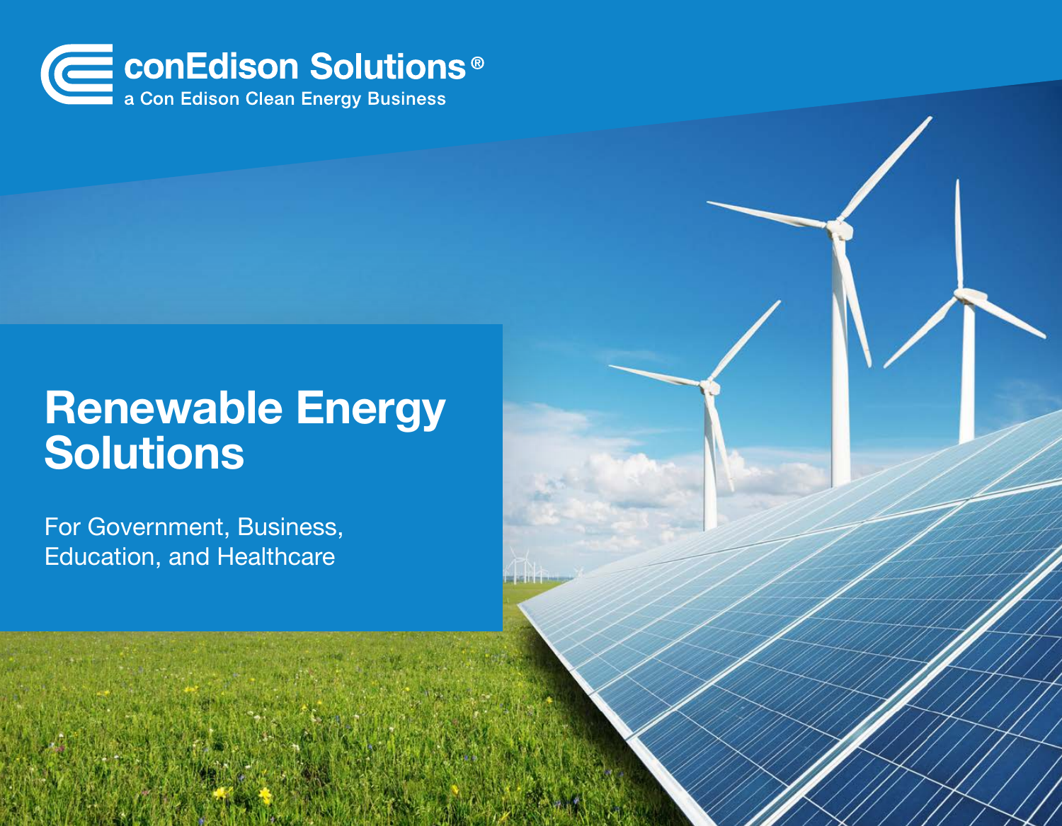conEdison Solutions®
a Con Edison Clean Energy Business

# Renewable Energy Solutions

For Government, Business, Education, and Healthcare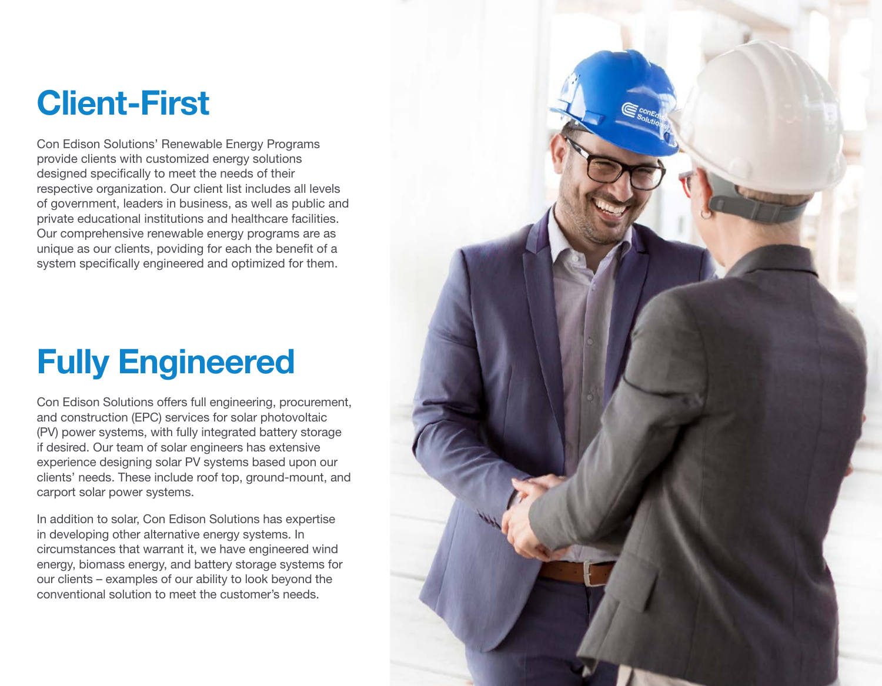# Client-First

Con Edison Solutions' Renewable Energy Programs provide clients with customized energy solutions designed specifically to meet the needs of their respective organization. Our client list includes all levels of government, leaders in business, as well as public and private educational institutions and healthcare facilities. Our comprehensive renewable energy programs are as unique as our clients, poviding for each the benefit of a system specifically engineered and optimized for them.

# Fully Engineered

Con Edison Solutions offers full engineering, procurement, and construction (EPC) services for solar photovoltaic (PV) power systems, with fully integrated battery storage if desired. Our team of solar engineers has extensive experience designing solar PV systems based upon our clients' needs. These include roof top, ground-mount, and carport solar power systems.

In addition to solar, Con Edison Solutions has expertise in developing other alternative energy systems. In circumstances that warrant it, we have engineered wind energy, biomass energy, and battery storage systems for our clients – examples of our ability to look beyond the conventional solution to meet the customer's needs.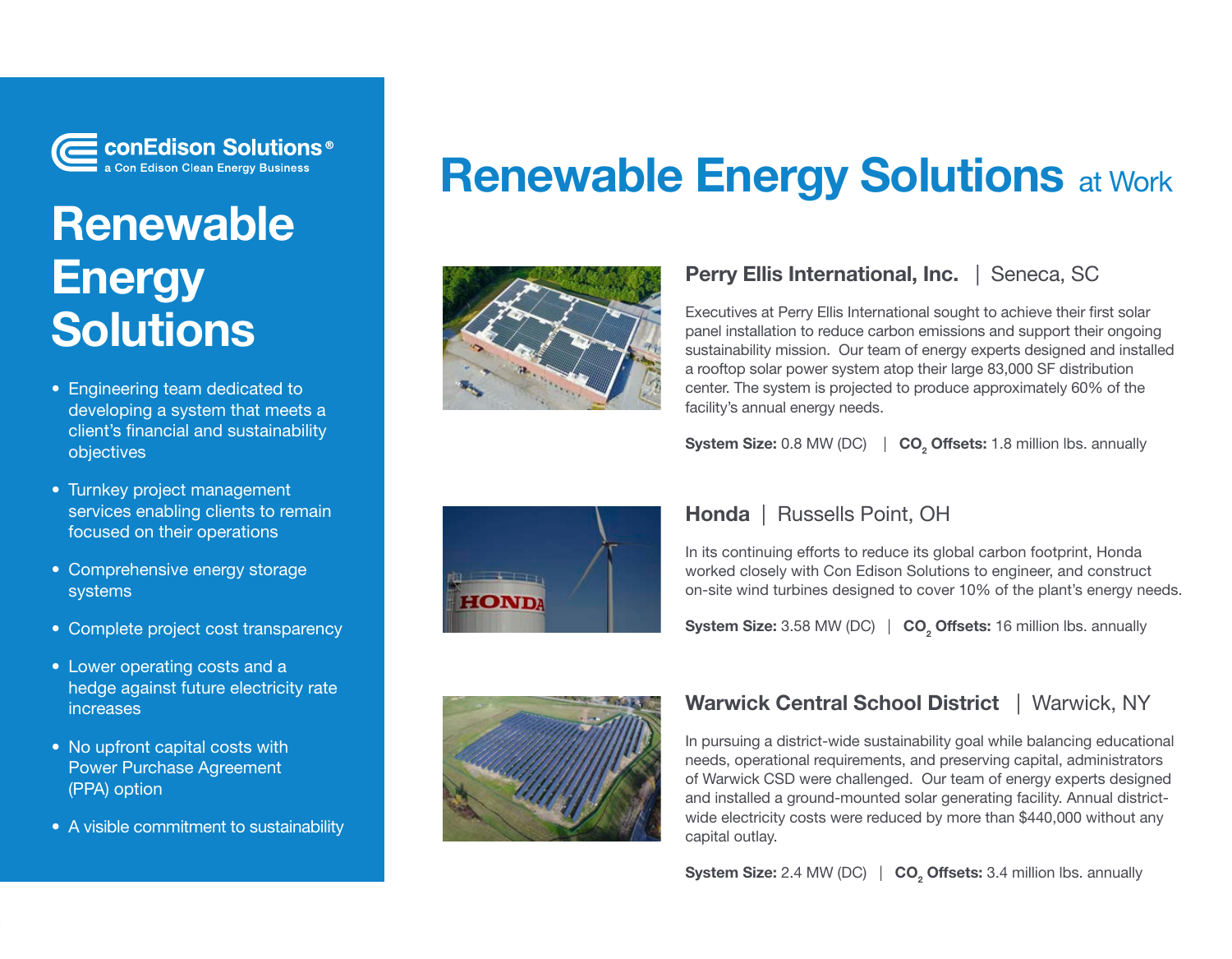conEdison Solutions®
a Con Edison Clean Energy Business

# Renewable Energy Solutions

- Engineering team dedicated to developing a system that meets a client's financial and sustainability objectives
- Turnkey project management services enabling clients to remain focused on their operations
- Comprehensive energy storage systems
- Complete project cost transparency
- Lower operating costs and a hedge against future electricity rate increases
- No upfront capital costs with Power Purchase Agreement (PPA) option
- A visible commitment to sustainability

# Renewable Energy Solutions at Work

## Perry Ellis International, Inc. | Seneca, SC

Executives at Perry Ellis International sought to achieve their first solar panel installation to reduce carbon emissions and support their ongoing sustainability mission. Our team of energy experts designed and installed a rooftop solar power system atop their large 83,000 SF distribution center. The system is projected to produce approximately 60% of the facility's annual energy needs.

**System Size:** 0.8 MW (DC) | **$CO_2$ Offsets:** 1.8 million lbs. annually

## Honda | Russells Point, OH

In its continuing efforts to reduce its global carbon footprint, Honda worked closely with Con Edison Solutions to engineer, and construct on-site wind turbines designed to cover 10% of the plant's energy needs.

**System Size:** 3.58 MW (DC) | **$CO_2$ Offsets:** 16 million lbs. annually

## Warwick Central School District | Warwick, NY

In pursuing a district-wide sustainability goal while balancing educational needs, operational requirements, and preserving capital, administrators of Warwick CSD were challenged. Our team of energy experts designed and installed a ground-mounted solar generating facility. Annual district-wide electricity costs were reduced by more than $440,000 without any capital outlay.

**System Size:** 2.4 MW (DC) | **$CO_2$ Offsets:** 3.4 million lbs. annually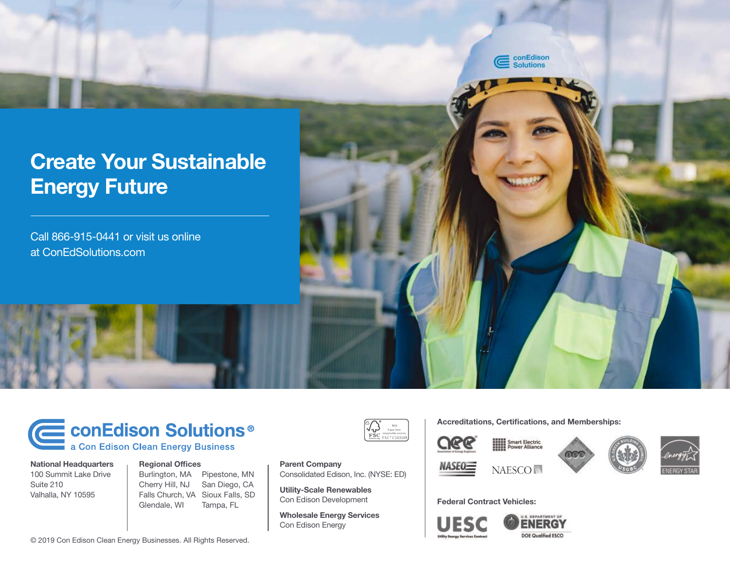# Create Your Sustainable Energy Future

Call 866-915-0441 or visit us online at ConEdSolutions.com

**conEdison Solutions®**
a Con Edison Clean Energy Business

**National Headquarters**
100 Summit Lake Drive
Suite 210
Valhalla, NY 10595

**Regional Offices**
Burlington, MA
Cherry Hill, NJ
Falls Church, VA
Glendale, WI
Pipestone, MN
San Diego, CA
Sioux Falls, SD
Tampa, FL

**Parent Company**
Consolidated Edison, Inc. (NYSE: ED)

**Utility-Scale Renewables**
Con Edison Development

**Wholesale Energy Services**
Con Edison Energy

© 2019 Con Edison Clean Energy Businesses. All Rights Reserved.

MIX
Paper from responsible sources
FSC® C103109

**Accreditations, Certifications, and Memberships:**

AEE Association of Energy Engineers
Smart Electric Power Alliance
NASEO
NAESCO
USGBC
ENERGY STAR

**Federal Contract Vehicles:**

UESC Utility Energy Services Contract
U.S. Department of Energy DOE Qualified ESCO